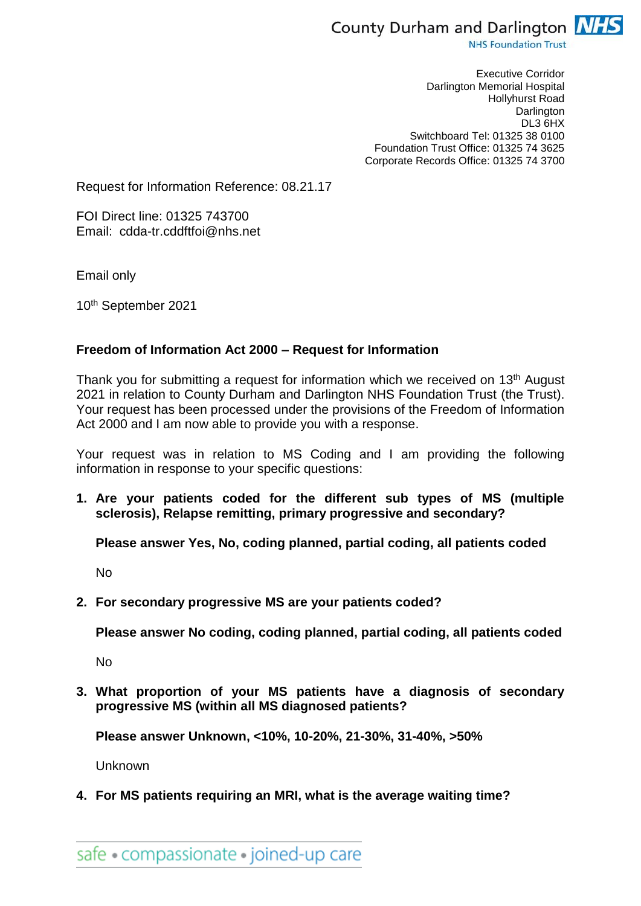County Durham and Darlington NHS Foundation Trust

Executive Corridor
Darlington Memorial Hospital
Hollyhurst Road
Darlington
DL3 6HX
Switchboard Tel: 01325 38 0100
Foundation Trust Office: 01325 74 3625
Corporate Records Office: 01325 74 3700

Request for Information Reference: 08.21.17

FOI Direct line: 01325 743700
Email: cdda-tr.cddftfoi@nhs.net

Email only

10th September 2021

**Freedom of Information Act 2000 – Request for Information**

Thank you for submitting a request for information which we received on 13th August 2021 in relation to County Durham and Darlington NHS Foundation Trust (the Trust). Your request has been processed under the provisions of the Freedom of Information Act 2000 and I am now able to provide you with a response.

Your request was in relation to MS Coding and I am providing the following information in response to your specific questions:

1. **Are your patients coded for the different sub types of MS (multiple sclerosis), Relapse remitting, primary progressive and secondary?**

   **Please answer Yes, No, coding planned, partial coding, all patients coded**

   No

2. **For secondary progressive MS are your patients coded?**

   **Please answer No coding, coding planned, partial coding, all patients coded**

   No

3. **What proportion of your MS patients have a diagnosis of secondary progressive MS (within all MS diagnosed patients?**

   **Please answer Unknown, <10%, 10-20%, 21-30%, 31-40%, >50%**

   Unknown

4. **For MS patients requiring an MRI, what is the average waiting time?**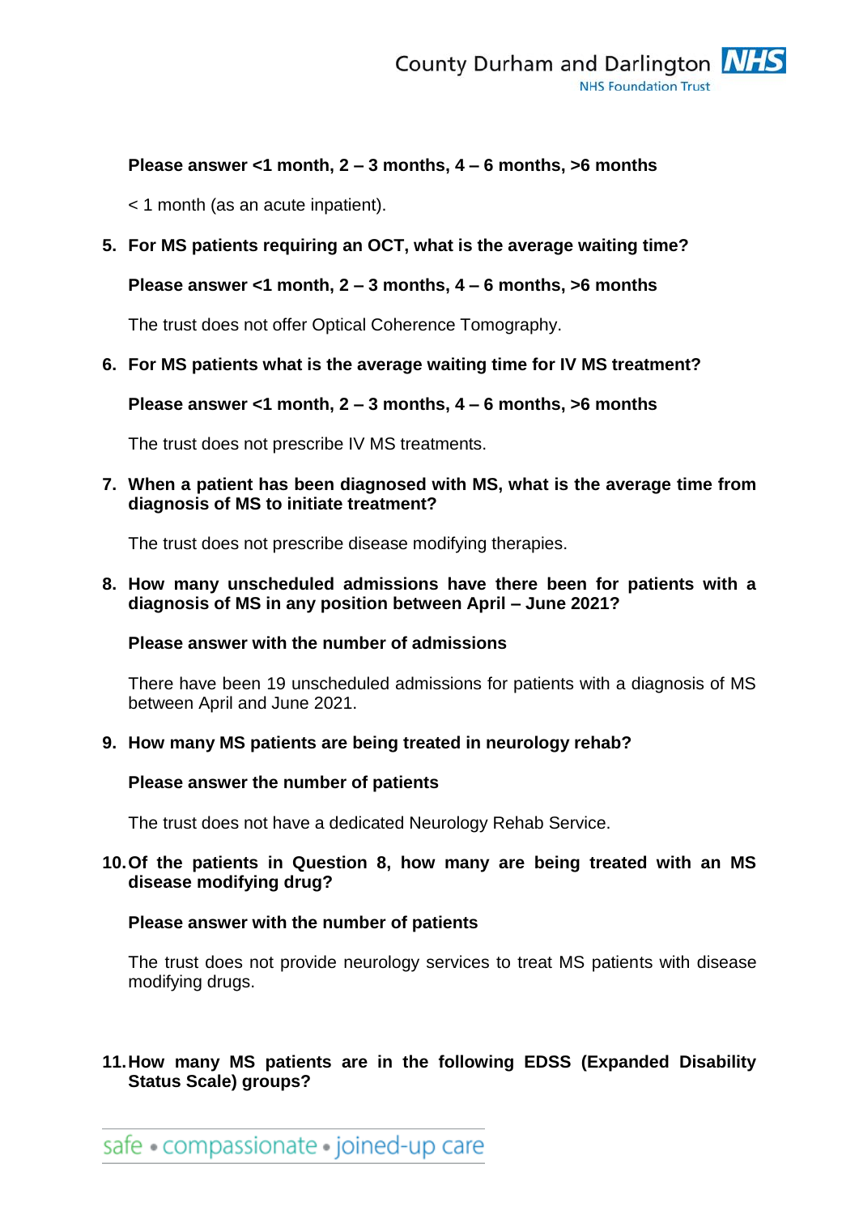**Please answer <1 month, 2 – 3 months, 4 – 6 months, >6 months**

< 1 month (as an acute inpatient).

5. **For MS patients requiring an OCT, what is the average waiting time?**

   **Please answer <1 month, 2 – 3 months, 4 – 6 months, >6 months**

   The trust does not offer Optical Coherence Tomography.

6. **For MS patients what is the average waiting time for IV MS treatment?**

   **Please answer <1 month, 2 – 3 months, 4 – 6 months, >6 months**

   The trust does not prescribe IV MS treatments.

7. **When a patient has been diagnosed with MS, what is the average time from diagnosis of MS to initiate treatment?**

   The trust does not prescribe disease modifying therapies.

8. **How many unscheduled admissions have there been for patients with a diagnosis of MS in any position between April – June 2021?**

   **Please answer with the number of admissions**

   There have been 19 unscheduled admissions for patients with a diagnosis of MS between April and June 2021.

9. **How many MS patients are being treated in neurology rehab?**

   **Please answer the number of patients**

   The trust does not have a dedicated Neurology Rehab Service.

10. **Of the patients in Question 8, how many are being treated with an MS disease modifying drug?**

    **Please answer with the number of patients**

    The trust does not provide neurology services to treat MS patients with disease modifying drugs.

11. **How many MS patients are in the following EDSS (Expanded Disability Status Scale) groups?**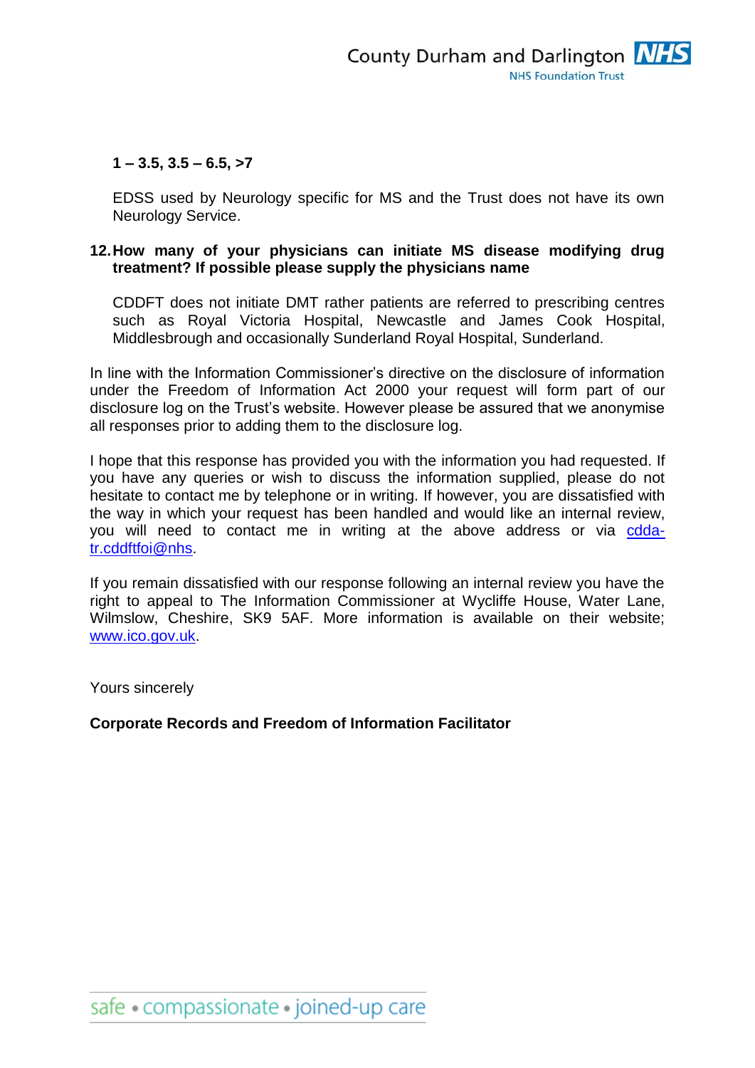**1 – 3.5, 3.5 – 6.5, >7**

EDSS used by Neurology specific for MS and the Trust does not have its own Neurology Service.

12. **How many of your physicians can initiate MS disease modifying drug treatment? If possible please supply the physicians name**

    CDDFT does not initiate DMT rather patients are referred to prescribing centres such as Royal Victoria Hospital, Newcastle and James Cook Hospital, Middlesbrough and occasionally Sunderland Royal Hospital, Sunderland.

In line with the Information Commissioner's directive on the disclosure of information under the Freedom of Information Act 2000 your request will form part of our disclosure log on the Trust's website. However please be assured that we anonymise all responses prior to adding them to the disclosure log.

I hope that this response has provided you with the information you had requested. If you have any queries or wish to discuss the information supplied, please do not hesitate to contact me by telephone or in writing. If however, you are dissatisfied with the way in which your request has been handled and would like an internal review, you will need to contact me in writing at the above address or via cdda-tr.cddftfoi@nhs.

If you remain dissatisfied with our response following an internal review you have the right to appeal to The Information Commissioner at Wycliffe House, Water Lane, Wilmslow, Cheshire, SK9 5AF. More information is available on their website; www.ico.gov.uk.

Yours sincerely

**Corporate Records and Freedom of Information Facilitator**